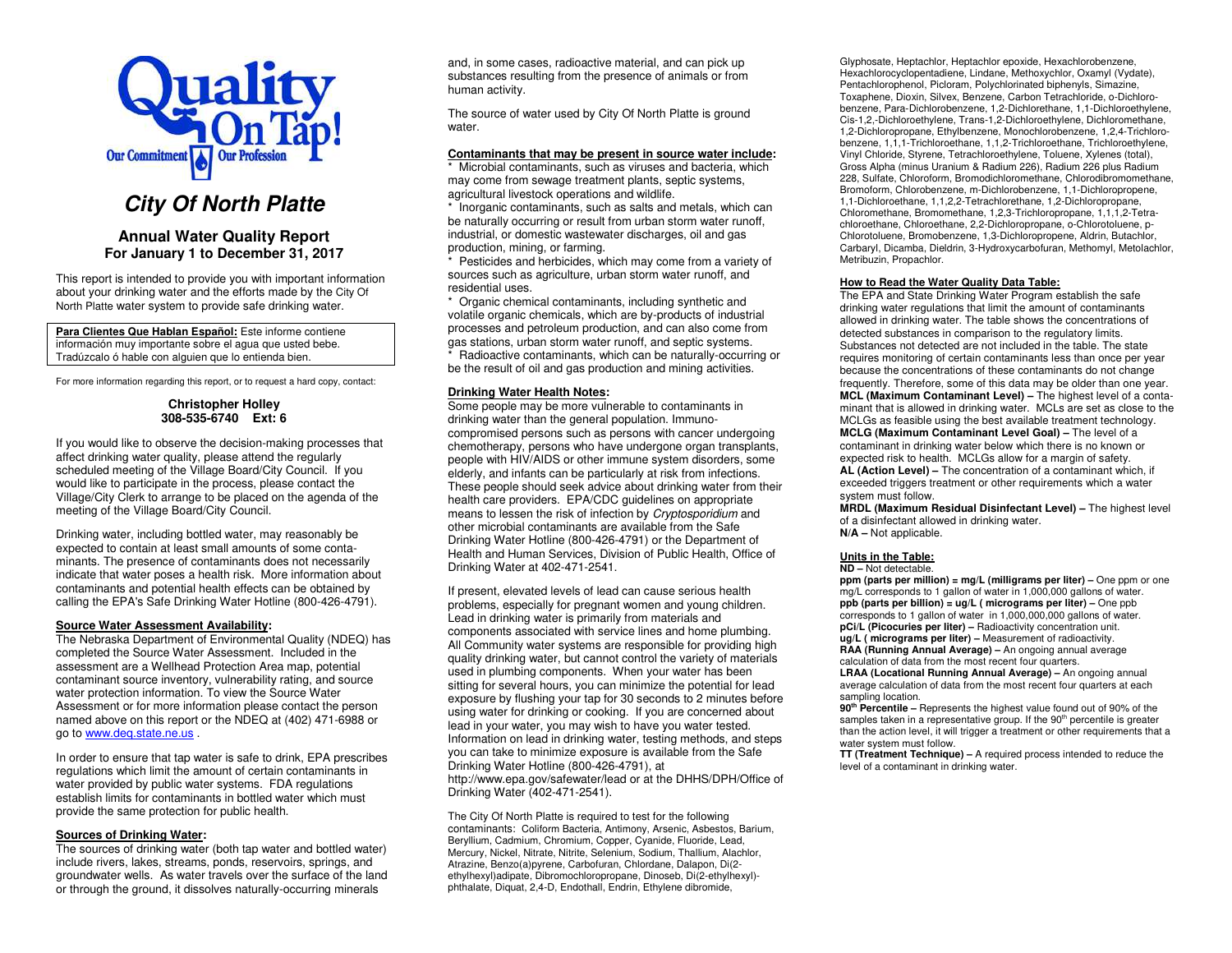# City Of North Platte

## Annual Water Quality Report
## For January 1 to December 31, 2017

This report is intended to provide you with important information about your drinking water and the efforts made by the City Of North Platte water system to provide safe drinking water.

**Para Clientes Que Hablan Español:** Este informe contiene información muy importante sobre el agua que usted bebe. Tradúzcalo ó hable con alguien que lo entienda bien.

For more information regarding this report, or to request a hard copy, contact:

**Christopher Holley**
**308-535-6740 Ext: 6**

If you would like to observe the decision-making processes that affect drinking water quality, please attend the regularly scheduled meeting of the Village Board/City Council. If you would like to participate in the process, please contact the Village/City Clerk to arrange to be placed on the agenda of the meeting of the Village Board/City Council.

Drinking water, including bottled water, may reasonably be expected to contain at least small amounts of some contaminants. The presence of contaminants does not necessarily indicate that water poses a health risk. More information about contaminants and potential health effects can be obtained by calling the EPA's Safe Drinking Water Hotline (800-426-4791).

**Source Water Assessment Availability:**
The Nebraska Department of Environmental Quality (NDEQ) has completed the Source Water Assessment. Included in the assessment are a Wellhead Protection Area map, potential contaminant source inventory, vulnerability rating, and source water protection information. To view the Source Water Assessment or for more information please contact the person named above on this report or the NDEQ at (402) 471-6988 or go to www.deq.state.ne.us .

In order to ensure that tap water is safe to drink, EPA prescribes regulations which limit the amount of certain contaminants in water provided by public water systems. FDA regulations establish limits for contaminants in bottled water which must provide the same protection for public health.

**Sources of Drinking Water:**
The sources of drinking water (both tap water and bottled water) include rivers, lakes, streams, ponds, reservoirs, springs, and groundwater wells. As water travels over the surface of the land or through the ground, it dissolves naturally-occurring minerals and, in some cases, radioactive material, and can pick up substances resulting from the presence of animals or from human activity.

The source of water used by City Of North Platte is ground water.

**Contaminants that may be present in source water include:**
* Microbial contaminants, such as viruses and bacteria, which may come from sewage treatment plants, septic systems, agricultural livestock operations and wildlife.
* Inorganic contaminants, such as salts and metals, which can be naturally occurring or result from urban storm water runoff, industrial, or domestic wastewater discharges, oil and gas production, mining, or farming.
* Pesticides and herbicides, which may come from a variety of sources such as agriculture, urban storm water runoff, and residential uses.
* Organic chemical contaminants, including synthetic and volatile organic chemicals, which are by-products of industrial processes and petroleum production, and can also come from gas stations, urban storm water runoff, and septic systems.
* Radioactive contaminants, which can be naturally-occurring or be the result of oil and gas production and mining activities.

**Drinking Water Health Notes:**
Some people may be more vulnerable to contaminants in drinking water than the general population. Immuno-compromised persons such as persons with cancer undergoing chemotherapy, persons who have undergone organ transplants, people with HIV/AIDS or other immune system disorders, some elderly, and infants can be particularly at risk from infections. These people should seek advice about drinking water from their health care providers. EPA/CDC guidelines on appropriate means to lessen the risk of infection by *Cryptosporidium* and other microbial contaminants are available from the Safe Drinking Water Hotline (800-426-4791) or the Department of Health and Human Services, Division of Public Health, Office of Drinking Water at 402-471-2541.

If present, elevated levels of lead can cause serious health problems, especially for pregnant women and young children. Lead in drinking water is primarily from materials and components associated with service lines and home plumbing. All Community water systems are responsible for providing high quality drinking water, but cannot control the variety of materials used in plumbing components. When your water has been sitting for several hours, you can minimize the potential for lead exposure by flushing your tap for 30 seconds to 2 minutes before using water for drinking or cooking. If you are concerned about lead in your water, you may wish to have you water tested. Information on lead in drinking water, testing methods, and steps you can take to minimize exposure is available from the Safe Drinking Water Hotline (800-426-4791), at http://www.epa.gov/safewater/lead or at the DHHS/DPH/Office of Drinking Water (402-471-2541).

The City Of North Platte is required to test for the following contaminants: Coliform Bacteria, Antimony, Arsenic, Asbestos, Barium, Beryllium, Cadmium, Chromium, Copper, Cyanide, Fluoride, Lead, Mercury, Nickel, Nitrate, Nitrite, Selenium, Sodium, Thallium, Alachlor, Atrazine, Benzo(a)pyrene, Carbofuran, Chlordane, Dalapon, Di(2-ethylhexyl)adipate, Dibromochloropropane, Dinoseb, Di(2-ethylhexyl)-phthalate, Diquat, 2,4-D, Endothall, Endrin, Ethylene dibromide, Glyphosate, Heptachlor, Heptachlor epoxide, Hexachlorobenzene, Hexachlorocyclopentadiene, Lindane, Methoxychlor, Oxamyl (Vydate), Pentachlorophenol, Picloram, Polychlorinated biphenyls, Simazine, Toxaphene, Dioxin, Silvex, Benzene, Carbon Tetrachloride, o-Dichlorobenzene, Para-Dichlorobenzene, 1,2-Dichlorethane, 1,1-Dichloroethylene, Cis-1,2,-Dichloroethylene, Trans-1,2-Dichloroethylene, Dichloromethane, 1,2-Dichloropropane, Ethylbenzene, Monochlorobenzene, 1,2,4-Trichlorobenzene, 1,1,1-Trichloroethane, 1,1,2-Trichloroethane, Trichloroethylene, Vinyl Chloride, Styrene, Tetrachloroethylene, Toluene, Xylenes (total), Gross Alpha (minus Uranium & Radium 226), Radium 226 plus Radium 228, Sulfate, Chloroform, Bromodichloromethane, Chlorodibromomethane, Bromoform, Chlorobenzene, m-Dichlorobenzene, 1,1-Dichloropropene, 1,1-Dichloroethane, 1,1,2,2-Tetrachlorethane, 1,2-Dichloropropane, Chloromethane, Bromomethane, 1,2,3-Trichloropropane, 1,1,1,2-Tetrachloroethane, Chloroethane, 2,2-Dichloropropane, o-Chlorotoluene, p-Chlorotoluene, Bromobenzene, 1,3-Dichloropropene, Aldrin, Butachlor, Carbaryl, Dicamba, Dieldrin, 3-Hydroxycarbofuran, Methomyl, Metolachlor, Metribuzin, Propachlor.

**How to Read the Water Quality Data Table:**
The EPA and State Drinking Water Program establish the safe drinking water regulations that limit the amount of contaminants allowed in drinking water. The table shows the concentrations of detected substances in comparison to the regulatory limits. Substances not detected are not included in the table. The state requires monitoring of certain contaminants less than once per year because the concentrations of these contaminants do not change frequently. Therefore, some of this data may be older than one year.
**MCL (Maximum Contaminant Level) –** The highest level of a contaminant that is allowed in drinking water. MCLs are set as close to the MCLGs as feasible using the best available treatment technology.
**MCLG (Maximum Contaminant Level Goal) –** The level of a contaminant in drinking water below which there is no known or expected risk to health. MCLGs allow for a margin of safety.
**AL (Action Level) –** The concentration of a contaminant which, if exceeded triggers treatment or other requirements which a water system must follow.
**MRDL (Maximum Residual Disinfectant Level) –** The highest level of a disinfectant allowed in drinking water.
**N/A –** Not applicable.

**Units in the Table:**
**ND –** Not detectable.
**ppm (parts per million) = mg/L (milligrams per liter) –** One ppm or one mg/L corresponds to 1 gallon of water in 1,000,000 gallons of water.
**ppb (parts per billion) = ug/L ( micrograms per liter) –** One ppb corresponds to 1 gallon of water in 1,000,000,000 gallons of water.
**pCi/L (Picocuries per liter) –** Radioactivity concentration unit.
**ug/L ( micrograms per liter) –** Measurement of radioactivity.
**RAA (Running Annual Average) –** An ongoing annual average calculation of data from the most recent four quarters.
**LRAA (Locational Running Annual Average) –** An ongoing annual average calculation of data from the most recent four quarters at each sampling location.
**90th Percentile –** Represents the highest value found out of 90% of the samples taken in a representative group. If the 90th percentile is greater than the action level, it will trigger a treatment or other requirements that a water system must follow.
**TT (Treatment Technique) –** A required process intended to reduce the level of a contaminant in drinking water.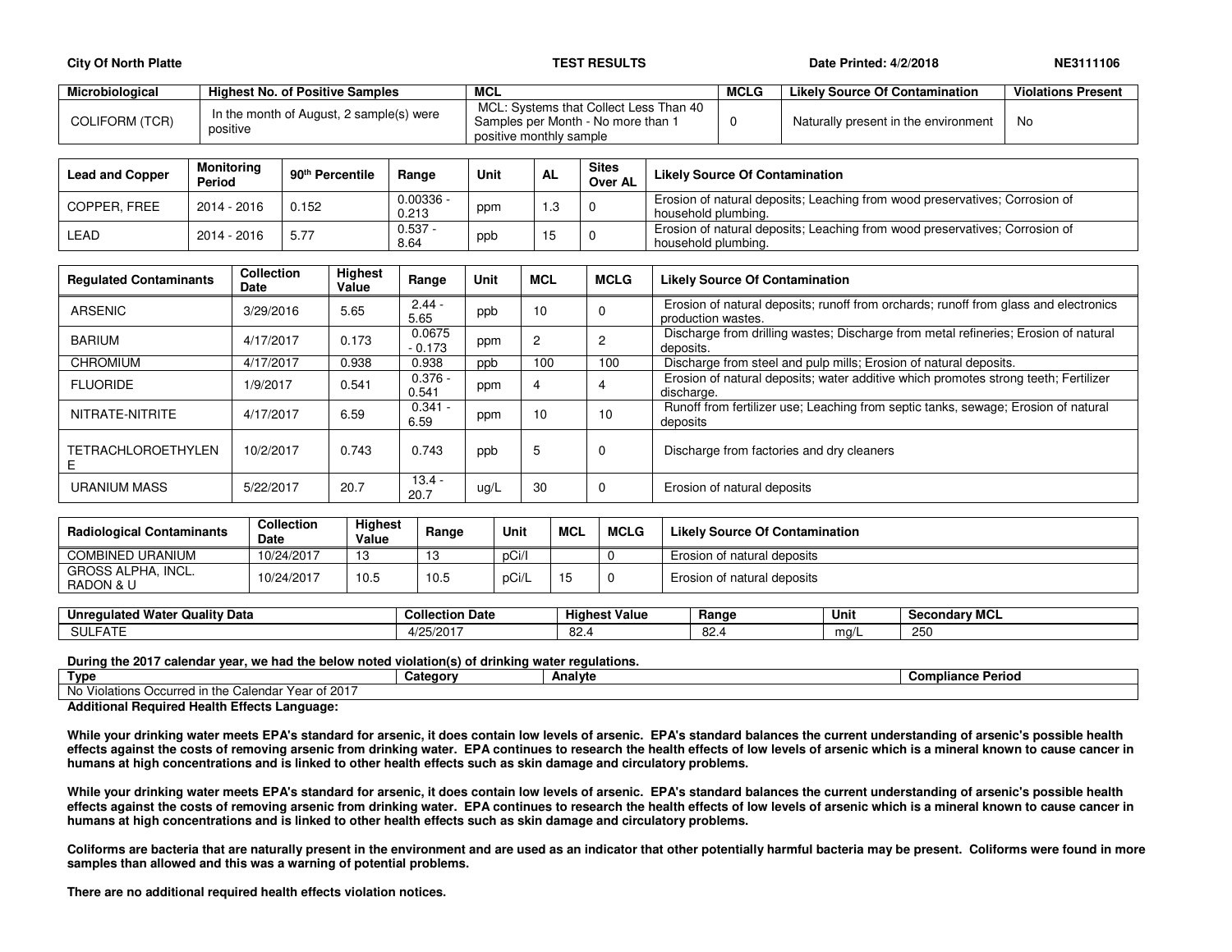City Of North Platte | TEST RESULTS | Date Printed: 4/2/2018 | NE3111106

| Microbiological | Highest No. of Positive Samples | MCL | MCLG | Likely Source Of Contamination | Violations Present |
|---|---|---|---|---|---|
| COLIFORM (TCR) | In the month of August, 2 sample(s) were positive | MCL: Systems that Collect Less Than 40 Samples per Month - No more than 1 positive monthly sample | 0 | Naturally present in the environment | No |

| Lead and Copper | Monitoring Period | 90th Percentile | Range | Unit | AL | Sites Over AL | Likely Source Of Contamination |
|---|---|---|---|---|---|---|---|
| COPPER, FREE | 2014 - 2016 | 0.152 | 0.00336 - 0.213 | ppm | 1.3 | 0 | Erosion of natural deposits; Leaching from wood preservatives; Corrosion of household plumbing. |
| LEAD | 2014 - 2016 | 5.77 | 0.537 - 8.64 | ppb | 15 | 0 | Erosion of natural deposits; Leaching from wood preservatives; Corrosion of household plumbing. |

| Regulated Contaminants | Collection Date | Highest Value | Range | Unit | MCL | MCLG | Likely Source Of Contamination |
|---|---|---|---|---|---|---|---|
| ARSENIC | 3/29/2016 | 5.65 | 2.44 - 5.65 | ppb | 10 | 0 | Erosion of natural deposits; runoff from orchards; runoff from glass and electronics production wastes. |
| BARIUM | 4/17/2017 | 0.173 | 0.0675 - 0.173 | ppm | 2 | 2 | Discharge from drilling wastes; Discharge from metal refineries; Erosion of natural deposits. |
| CHROMIUM | 4/17/2017 | 0.938 | 0.938 | ppb | 100 | 100 | Discharge from steel and pulp mills; Erosion of natural deposits. |
| FLUORIDE | 1/9/2017 | 0.541 | 0.376 - 0.541 | ppm | 4 | 4 | Erosion of natural deposits; water additive which promotes strong teeth; Fertilizer discharge. |
| NITRATE-NITRITE | 4/17/2017 | 6.59 | 0.341 - 6.59 | ppm | 10 | 10 | Runoff from fertilizer use; Leaching from septic tanks, sewage; Erosion of natural deposits |
| TETRACHLOROETHYLENE | 10/2/2017 | 0.743 | 0.743 | ppb | 5 | 0 | Discharge from factories and dry cleaners |
| URANIUM MASS | 5/22/2017 | 20.7 | 13.4 - 20.7 | ug/L | 30 | 0 | Erosion of natural deposits |

| Radiological Contaminants | Collection Date | Highest Value | Range | Unit | MCL | MCLG | Likely Source Of Contamination |
|---|---|---|---|---|---|---|---|
| COMBINED URANIUM | 10/24/2017 | 13 | 13 | pCi/l | | 0 | Erosion of natural deposits |
| GROSS ALPHA, INCL. RADON & U | 10/24/2017 | 10.5 | 10.5 | pCi/L | 15 | 0 | Erosion of natural deposits |

| Unregulated Water Quality Data | Collection Date | Highest Value | Range | Unit | Secondary MCL |
|---|---|---|---|---|---|
| SULFATE | 4/25/2017 | 82.4 | 82.4 | mg/L | 250 |

**During the 2017 calendar year, we had the below noted violation(s) of drinking water regulations.**

| Type | Category | Analyte | Compliance Period |
|---|---|---|---|
| No Violations Occurred in the Calendar Year of 2017 | | | |

**Additional Required Health Effects Language:**

**While your drinking water meets EPA's standard for arsenic, it does contain low levels of arsenic. EPA's standard balances the current understanding of arsenic's possible health effects against the costs of removing arsenic from drinking water. EPA continues to research the health effects of low levels of arsenic which is a mineral known to cause cancer in humans at high concentrations and is linked to other health effects such as skin damage and circulatory problems.**

**While your drinking water meets EPA's standard for arsenic, it does contain low levels of arsenic. EPA's standard balances the current understanding of arsenic's possible health effects against the costs of removing arsenic from drinking water. EPA continues to research the health effects of low levels of arsenic which is a mineral known to cause cancer in humans at high concentrations and is linked to other health effects such as skin damage and circulatory problems.**

**Coliforms are bacteria that are naturally present in the environment and are used as an indicator that other potentially harmful bacteria may be present. Coliforms were found in more samples than allowed and this was a warning of potential problems.**

**There are no additional required health effects violation notices.**